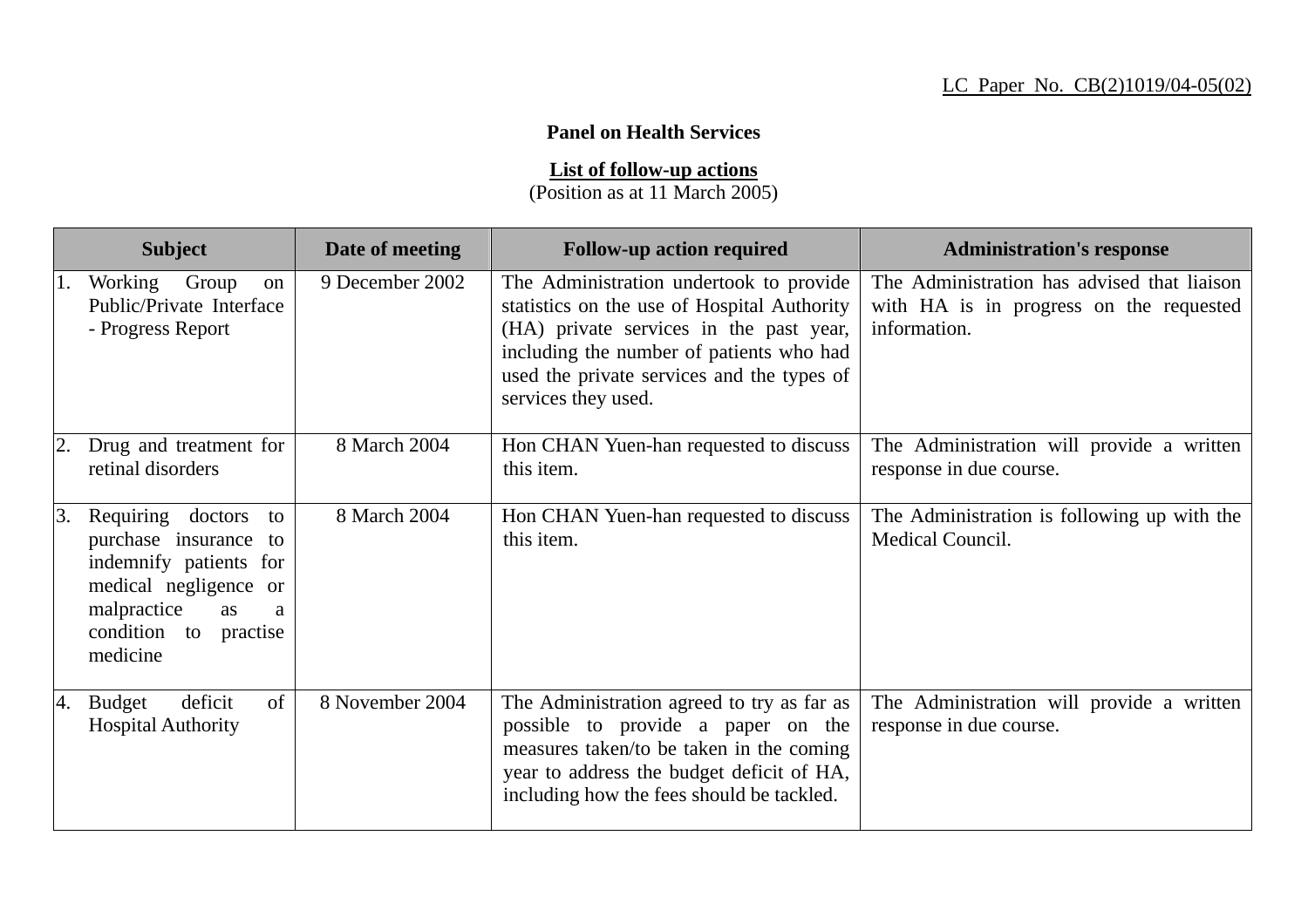LC Paper No. CB(2)1019/04-05(02)

**Panel on Health Services**

**List of follow-up actions**
(Position as at 11 March 2005)

| Subject | Date of meeting | Follow-up action required | Administration's response |
|---|---|---|---|
| 1. Working Group on Public/Private Interface - Progress Report | 9 December 2002 | The Administration undertook to provide statistics on the use of Hospital Authority (HA) private services in the past year, including the number of patients who had used the private services and the types of services they used. | The Administration has advised that liaison with HA is in progress on the requested information. |
| 2. Drug and treatment for retinal disorders | 8 March 2004 | Hon CHAN Yuen-han requested to discuss this item. | The Administration will provide a written response in due course. |
| 3. Requiring doctors to purchase insurance to indemnify patients for medical negligence or malpractice as a condition to practise medicine | 8 March 2004 | Hon CHAN Yuen-han requested to discuss this item. | The Administration is following up with the Medical Council. |
| 4. Budget deficit of Hospital Authority | 8 November 2004 | The Administration agreed to try as far as possible to provide a paper on the measures taken/to be taken in the coming year to address the budget deficit of HA, including how the fees should be tackled. | The Administration will provide a written response in due course. |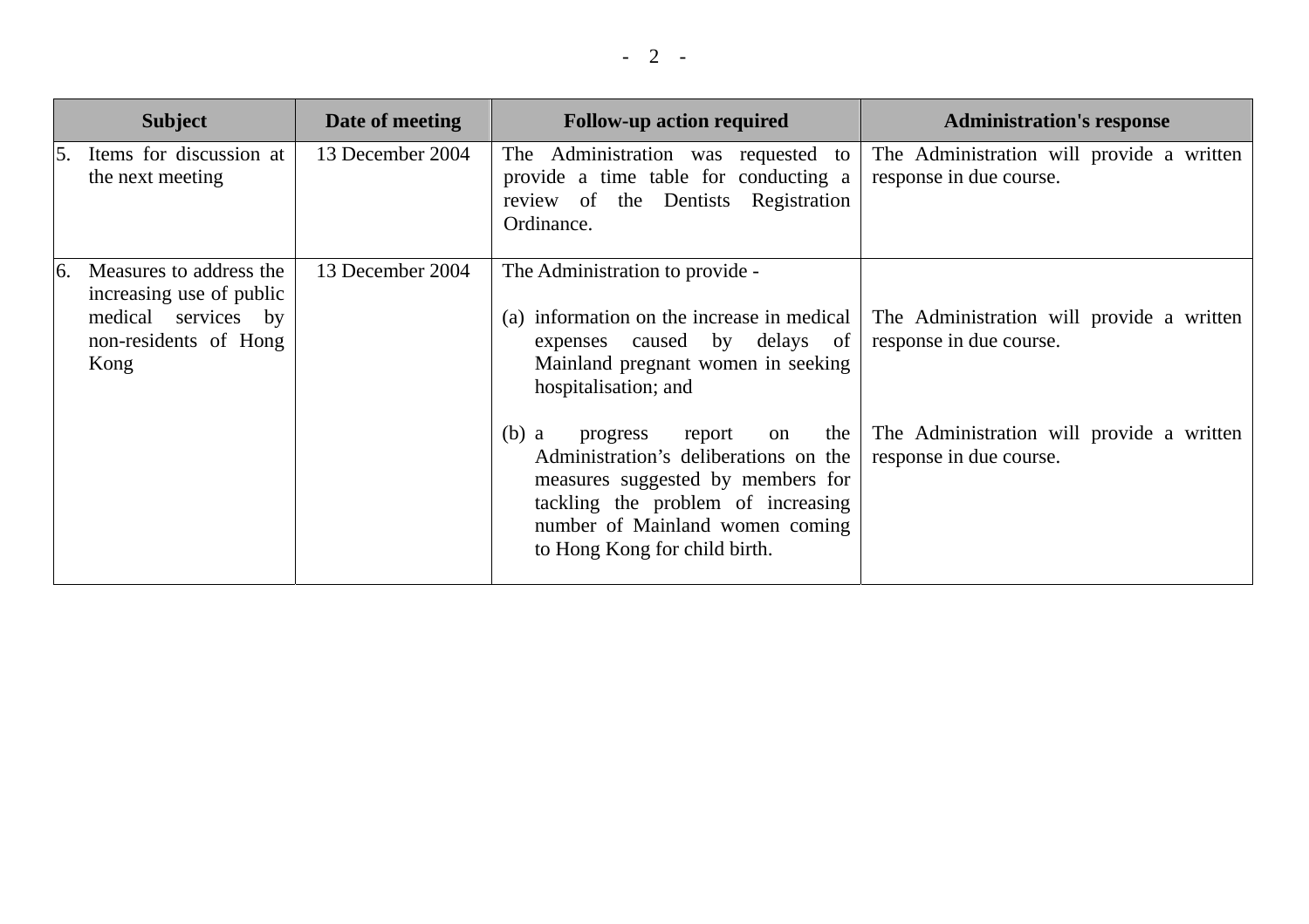| Subject | Date of meeting | Follow-up action required | Administration's response |
| --- | --- | --- | --- |
| 5. Items for discussion at the next meeting | 13 December 2004 | The Administration was requested to provide a time table for conducting a review of the Dentists Registration Ordinance. | The Administration will provide a written response in due course. |
| 6. Measures to address the increasing use of public medical services by non-residents of Hong Kong | 13 December 2004 | The Administration to provide -<br><br>(a) information on the increase in medical expenses caused by delays of Mainland pregnant women in seeking hospitalisation; and<br><br>(b) a progress report on the Administration's deliberations on the measures suggested by members for tackling the problem of increasing number of Mainland women coming to Hong Kong for child birth. | <br><br>The Administration will provide a written response in due course.<br><br>The Administration will provide a written response in due course. |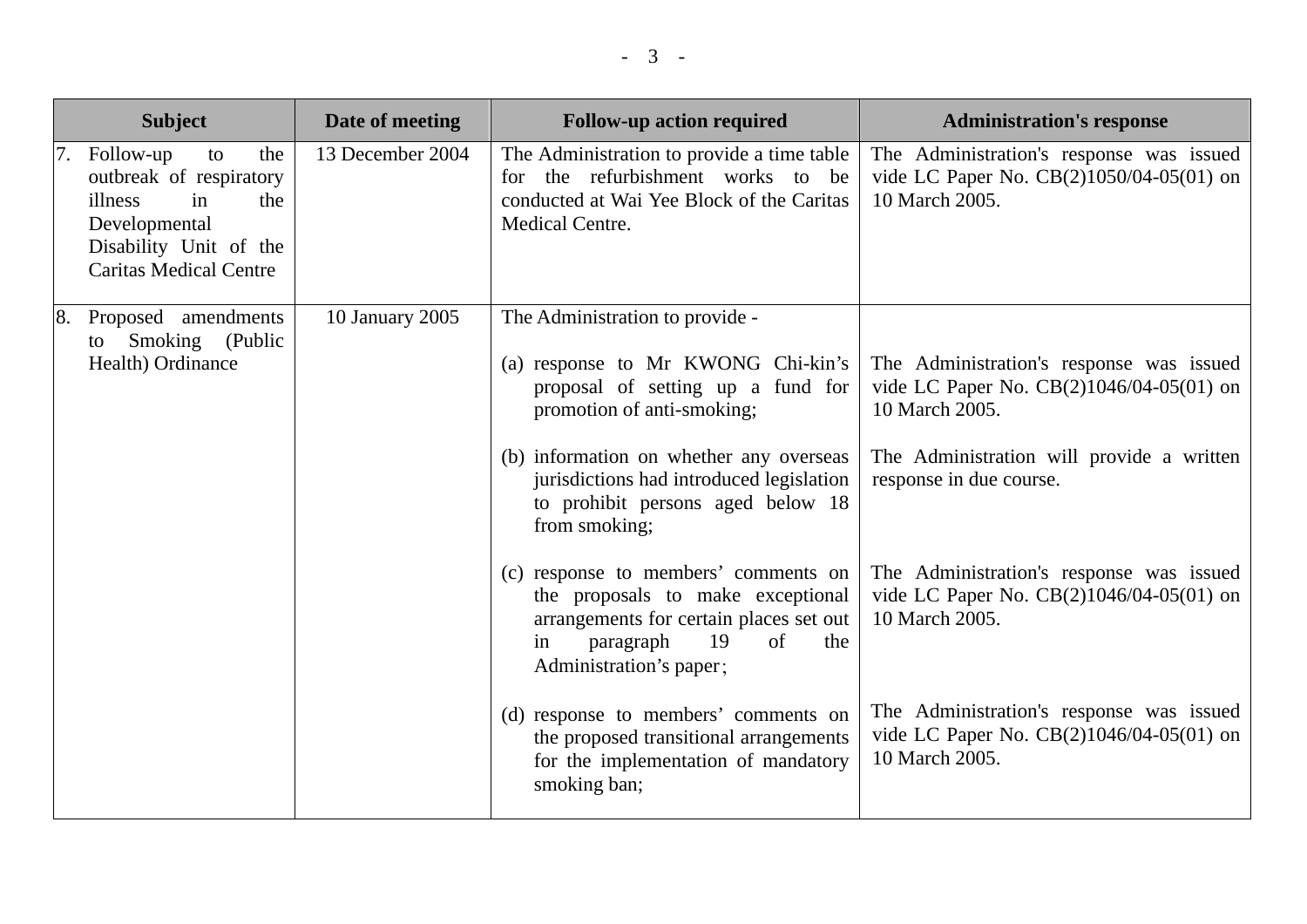| Subject | Date of meeting | Follow-up action required | Administration's response |
| --- | --- | --- | --- |
| 7. Follow-up to the outbreak of respiratory illness in the Developmental Disability Unit of the Caritas Medical Centre | 13 December 2004 | The Administration to provide a time table for the refurbishment works to be conducted at Wai Yee Block of the Caritas Medical Centre. | The Administration's response was issued vide LC Paper No. CB(2)1050/04-05(01) on 10 March 2005. |
| 8. Proposed amendments to Smoking (Public Health) Ordinance | 10 January 2005 | The Administration to provide - | |
| | | (a) response to Mr KWONG Chi-kin’s proposal of setting up a fund for promotion of anti-smoking; | The Administration's response was issued vide LC Paper No. CB(2)1046/04-05(01) on 10 March 2005. |
| | | (b) information on whether any overseas jurisdictions had introduced legislation to prohibit persons aged below 18 from smoking; | The Administration will provide a written response in due course. |
| | | (c) response to members’ comments on the proposals to make exceptional arrangements for certain places set out in paragraph 19 of the Administration’s paper； | The Administration's response was issued vide LC Paper No. CB(2)1046/04-05(01) on 10 March 2005. |
| | | (d) response to members’ comments on the proposed transitional arrangements for the implementation of mandatory smoking ban; | The Administration's response was issued vide LC Paper No. CB(2)1046/04-05(01) on 10 March 2005. |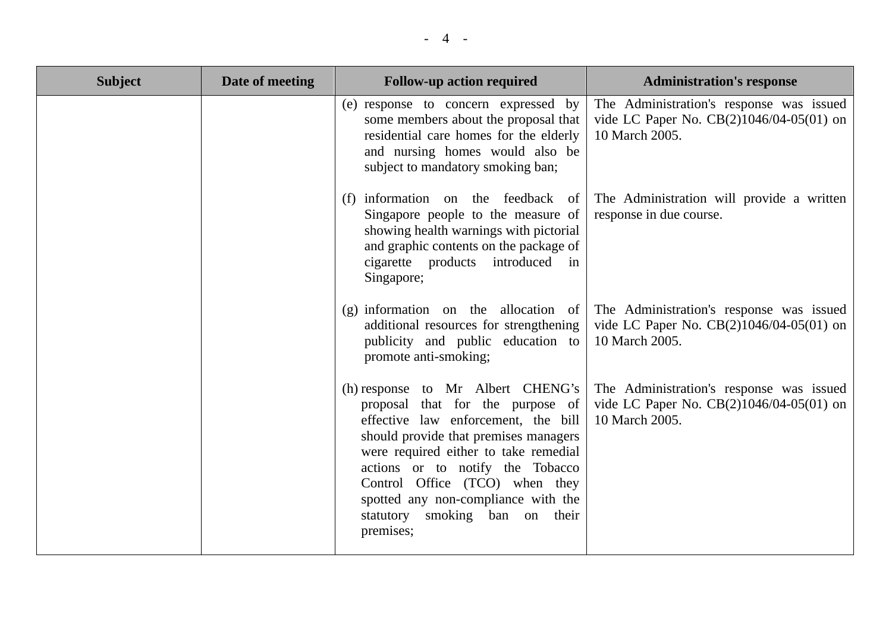| Subject | Date of meeting | Follow-up action required | Administration's response |
|---|---|---|---|
| | | (e) response to concern expressed by some members about the proposal that residential care homes for the elderly and nursing homes would also be subject to mandatory smoking ban; | The Administration's response was issued vide LC Paper No. CB(2)1046/04-05(01) on 10 March 2005. |
| | | (f) information on the feedback of Singapore people to the measure of showing health warnings with pictorial and graphic contents on the package of cigarette products introduced in Singapore; | The Administration will provide a written response in due course. |
| | | (g) information on the allocation of additional resources for strengthening publicity and public education to promote anti-smoking; | The Administration's response was issued vide LC Paper No. CB(2)1046/04-05(01) on 10 March 2005. |
| | | (h) response to Mr Albert CHENG's proposal that for the purpose of effective law enforcement, the bill should provide that premises managers were required either to take remedial actions or to notify the Tobacco Control Office (TCO) when they spotted any non-compliance with the statutory smoking ban on their premises; | The Administration's response was issued vide LC Paper No. CB(2)1046/04-05(01) on 10 March 2005. |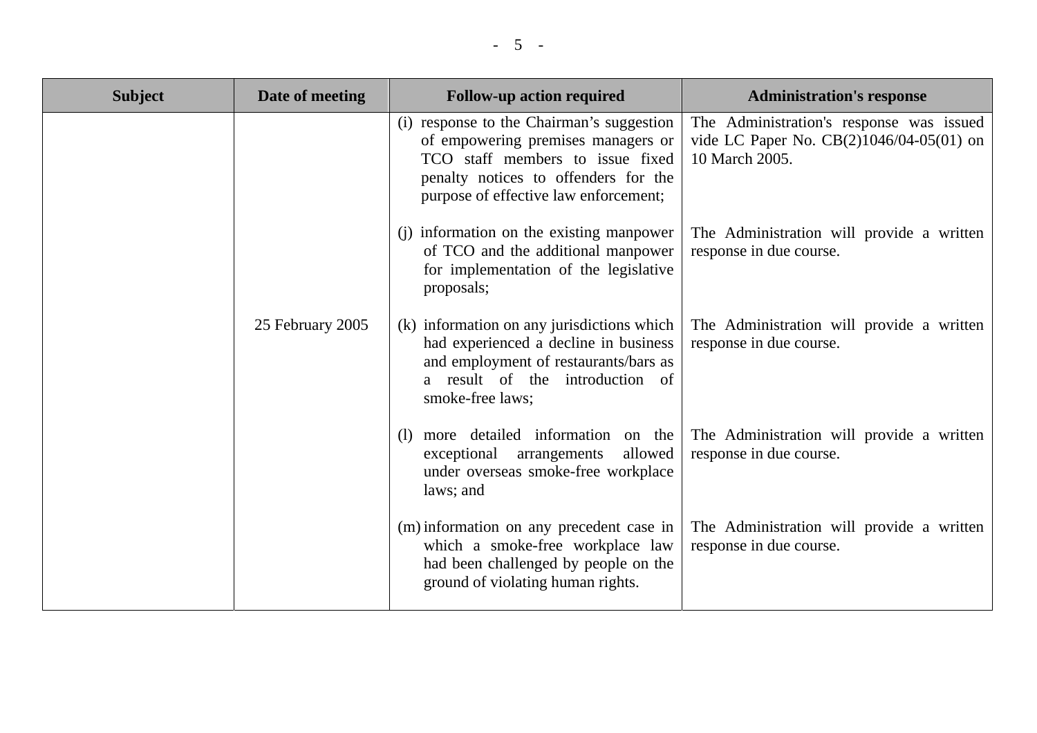| Subject | Date of meeting | Follow-up action required | Administration's response |
|---|---|---|---|
| | | (i) response to the Chairman's suggestion of empowering premises managers or TCO staff members to issue fixed penalty notices to offenders for the purpose of effective law enforcement; | The Administration's response was issued vide LC Paper No. CB(2)1046/04-05(01) on 10 March 2005. |
| | | (j) information on the existing manpower of TCO and the additional manpower for implementation of the legislative proposals; | The Administration will provide a written response in due course. |
| | 25 February 2005 | (k) information on any jurisdictions which had experienced a decline in business and employment of restaurants/bars as a result of the introduction of smoke-free laws; | The Administration will provide a written response in due course. |
| | | (l) more detailed information on the exceptional arrangements allowed under overseas smoke-free workplace laws; and | The Administration will provide a written response in due course. |
| | | (m) information on any precedent case in which a smoke-free workplace law had been challenged by people on the ground of violating human rights. | The Administration will provide a written response in due course. |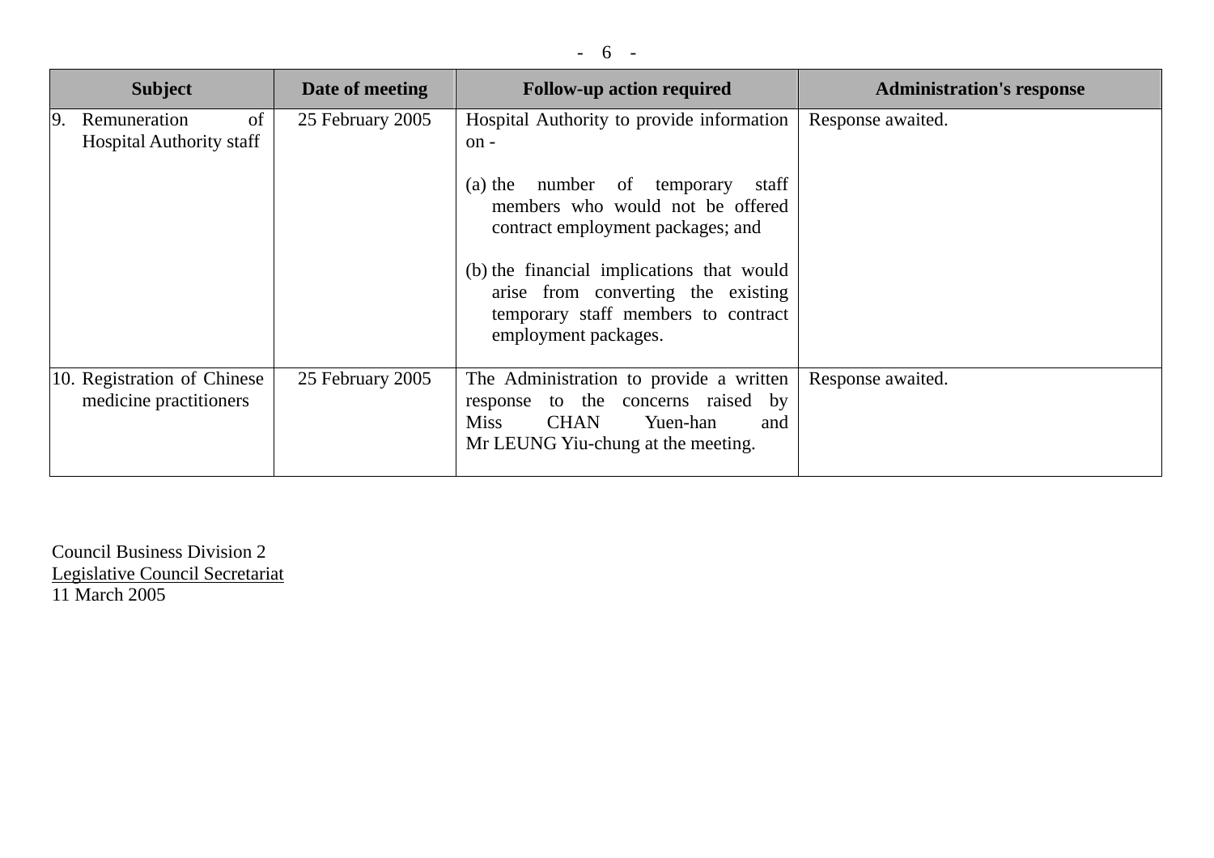| Subject | Date of meeting | Follow-up action required | Administration's response |
|---|---|---|---|
| 9. Remuneration of Hospital Authority staff | 25 February 2005 | Hospital Authority to provide information on -<br><br>(a) the number of temporary staff members who would not be offered contract employment packages; and<br><br>(b) the financial implications that would arise from converting the existing temporary staff members to contract employment packages. | Response awaited. |
| 10. Registration of Chinese medicine practitioners | 25 February 2005 | The Administration to provide a written response to the concerns raised by Miss CHAN Yuen-han and Mr LEUNG Yiu-chung at the meeting. | Response awaited. |

Council Business Division 2
Legislative Council Secretariat
11 March 2005